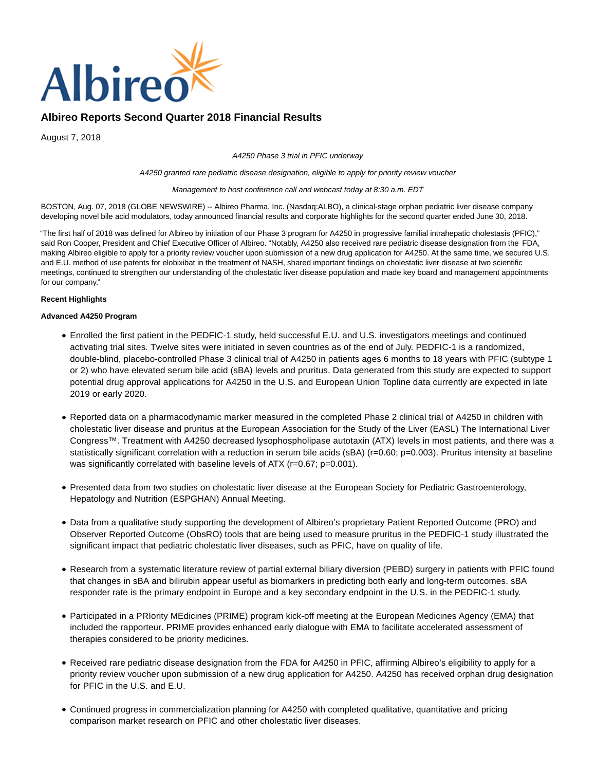# Albireo Reports Second Quarter 2018 Financial Results

August 7, 2018

*A4250 Phase 3 trial in PFIC underway*

*A4250 granted rare pediatric disease designation, eligible to apply for priority review voucher*

*Management to host conference call and webcast today at 8:30 a.m. EDT*

BOSTON, Aug. 07, 2018 (GLOBE NEWSWIRE) -- Albireo Pharma, Inc. (Nasdaq:ALBO), a clinical-stage orphan pediatric liver disease company developing novel bile acid modulators, today announced financial results and corporate highlights for the second quarter ended June 30, 2018.

"The first half of 2018 was defined for Albireo by initiation of our Phase 3 program for A4250 in progressive familial intrahepatic cholestasis (PFIC)," said Ron Cooper, President and Chief Executive Officer of Albireo. "Notably, A4250 also received rare pediatric disease designation from the FDA, making Albireo eligible to apply for a priority review voucher upon submission of a new drug application for A4250. At the same time, we secured U.S. and E.U. method of use patents for elobixibat in the treatment of NASH, shared important findings on cholestatic liver disease at two scientific meetings, continued to strengthen our understanding of the cholestatic liver disease population and made key board and management appointments for our company."

**Recent Highlights**

**Advanced A4250 Program**

- Enrolled the first patient in the PEDFIC-1 study, held successful E.U. and U.S. investigators meetings and continued activating trial sites. Twelve sites were initiated in seven countries as of the end of July. PEDFIC-1 is a randomized, double-blind, placebo-controlled Phase 3 clinical trial of A4250 in patients ages 6 months to 18 years with PFIC (subtype 1 or 2) who have elevated serum bile acid (sBA) levels and pruritus. Data generated from this study are expected to support potential drug approval applications for A4250 in the U.S. and European Union Topline data currently are expected in late 2019 or early 2020.

- Reported data on a pharmacodynamic marker measured in the completed Phase 2 clinical trial of A4250 in children with cholestatic liver disease and pruritus at the European Association for the Study of the Liver (EASL) The International Liver Congress™. Treatment with A4250 decreased lysophospholipase autotaxin (ATX) levels in most patients, and there was a statistically significant correlation with a reduction in serum bile acids (sBA) ($r=0.60$; $p=0.003$). Pruritus intensity at baseline was significantly correlated with baseline levels of ATX ($r=0.67$; $p=0.001$).

- Presented data from two studies on cholestatic liver disease at the European Society for Pediatric Gastroenterology, Hepatology and Nutrition (ESPGHAN) Annual Meeting.

- Data from a qualitative study supporting the development of Albireo's proprietary Patient Reported Outcome (PRO) and Observer Reported Outcome (ObsRO) tools that are being used to measure pruritus in the PEDFIC-1 study illustrated the significant impact that pediatric cholestatic liver diseases, such as PFIC, have on quality of life.

- Research from a systematic literature review of partial external biliary diversion (PEBD) surgery in patients with PFIC found that changes in sBA and bilirubin appear useful as biomarkers in predicting both early and long-term outcomes. sBA responder rate is the primary endpoint in Europe and a key secondary endpoint in the U.S. in the PEDFIC-1 study.

- Participated in a PRIority MEdicines (PRIME) program kick-off meeting at the European Medicines Agency (EMA) that included the rapporteur. PRIME provides enhanced early dialogue with EMA to facilitate accelerated assessment of therapies considered to be priority medicines.

- Received rare pediatric disease designation from the FDA for A4250 in PFIC, affirming Albireo's eligibility to apply for a priority review voucher upon submission of a new drug application for A4250. A4250 has received orphan drug designation for PFIC in the U.S. and E.U.

- Continued progress in commercialization planning for A4250 with completed qualitative, quantitative and pricing comparison market research on PFIC and other cholestatic liver diseases.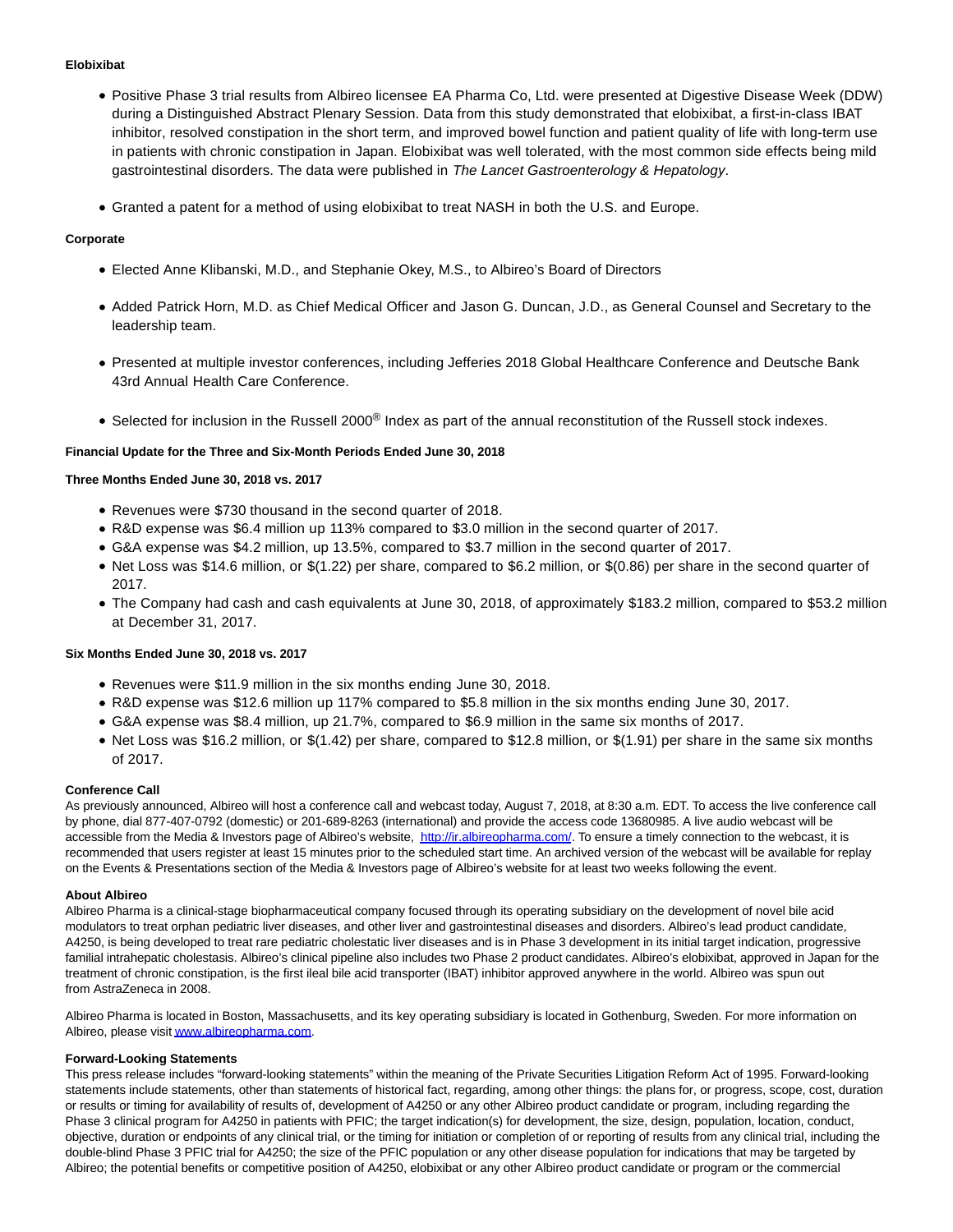**Elobixibat**

- Positive Phase 3 trial results from Albireo licensee EA Pharma Co, Ltd. were presented at Digestive Disease Week (DDW) during a Distinguished Abstract Plenary Session. Data from this study demonstrated that elobixibat, a first-in-class IBAT inhibitor, resolved constipation in the short term, and improved bowel function and patient quality of life with long-term use in patients with chronic constipation in Japan. Elobixibat was well tolerated, with the most common side effects being mild gastrointestinal disorders. The data were published in *The Lancet Gastroenterology & Hepatology*.
- Granted a patent for a method of using elobixibat to treat NASH in both the U.S. and Europe.

**Corporate**

- Elected Anne Klibanski, M.D., and Stephanie Okey, M.S., to Albireo's Board of Directors
- Added Patrick Horn, M.D. as Chief Medical Officer and Jason G. Duncan, J.D., as General Counsel and Secretary to the leadership team.
- Presented at multiple investor conferences, including Jefferies 2018 Global Healthcare Conference and Deutsche Bank 43rd Annual Health Care Conference.
- Selected for inclusion in the Russell 2000® Index as part of the annual reconstitution of the Russell stock indexes.

**Financial Update for the Three and Six-Month Periods Ended June 30, 2018**

**Three Months Ended June 30, 2018 vs. 2017**

- Revenues were $730 thousand in the second quarter of 2018.
- R&D expense was $6.4 million up 113% compared to $3.0 million in the second quarter of 2017.
- G&A expense was $4.2 million, up 13.5%, compared to $3.7 million in the second quarter of 2017.
- Net Loss was $14.6 million, or $(1.22) per share, compared to $6.2 million, or $(0.86) per share in the second quarter of 2017.
- The Company had cash and cash equivalents at June 30, 2018, of approximately $183.2 million, compared to $53.2 million at December 31, 2017.

**Six Months Ended June 30, 2018 vs. 2017**

- Revenues were $11.9 million in the six months ending June 30, 2018.
- R&D expense was $12.6 million up 117% compared to $5.8 million in the six months ending June 30, 2017.
- G&A expense was $8.4 million, up 21.7%, compared to $6.9 million in the same six months of 2017.
- Net Loss was $16.2 million, or $(1.42) per share, compared to $12.8 million, or $(1.91) per share in the same six months of 2017.

**Conference Call**

As previously announced, Albireo will host a conference call and webcast today, August 7, 2018, at 8:30 a.m. EDT. To access the live conference call by phone, dial 877-407-0792 (domestic) or 201-689-8263 (international) and provide the access code 13680985. A live audio webcast will be accessible from the Media & Investors page of Albireo's website, [http://ir.albireopharma.com/](http://ir.albireopharma.com/). To ensure a timely connection to the webcast, it is recommended that users register at least 15 minutes prior to the scheduled start time. An archived version of the webcast will be available for replay on the Events & Presentations section of the Media & Investors page of Albireo's website for at least two weeks following the event.

**About Albireo**

Albireo Pharma is a clinical-stage biopharmaceutical company focused through its operating subsidiary on the development of novel bile acid modulators to treat orphan pediatric liver diseases, and other liver and gastrointestinal diseases and disorders. Albireo's lead product candidate, A4250, is being developed to treat rare pediatric cholestatic liver diseases and is in Phase 3 development in its initial target indication, progressive familial intrahepatic cholestasis. Albireo's clinical pipeline also includes two Phase 2 product candidates. Albireo's elobixibat, approved in Japan for the treatment of chronic constipation, is the first ileal bile acid transporter (IBAT) inhibitor approved anywhere in the world. Albireo was spun out from AstraZeneca in 2008.

Albireo Pharma is located in Boston, Massachusetts, and its key operating subsidiary is located in Gothenburg, Sweden. For more information on Albireo, please visit [www.albireopharma.com](http://www.albireopharma.com).

**Forward-Looking Statements**

This press release includes "forward-looking statements" within the meaning of the Private Securities Litigation Reform Act of 1995. Forward-looking statements include statements, other than statements of historical fact, regarding, among other things: the plans for, or progress, scope, cost, duration or results or timing for availability of results of, development of A4250 or any other Albireo product candidate or program, including regarding the Phase 3 clinical program for A4250 in patients with PFIC; the target indication(s) for development, the size, design, population, location, conduct, objective, duration or endpoints of any clinical trial, or the timing for initiation or completion of or reporting of results from any clinical trial, including the double-blind Phase 3 PFIC trial for A4250; the size of the PFIC population or any other disease population for indications that may be targeted by Albireo; the potential benefits or competitive position of A4250, elobixibat or any other Albireo product candidate or program or the commercial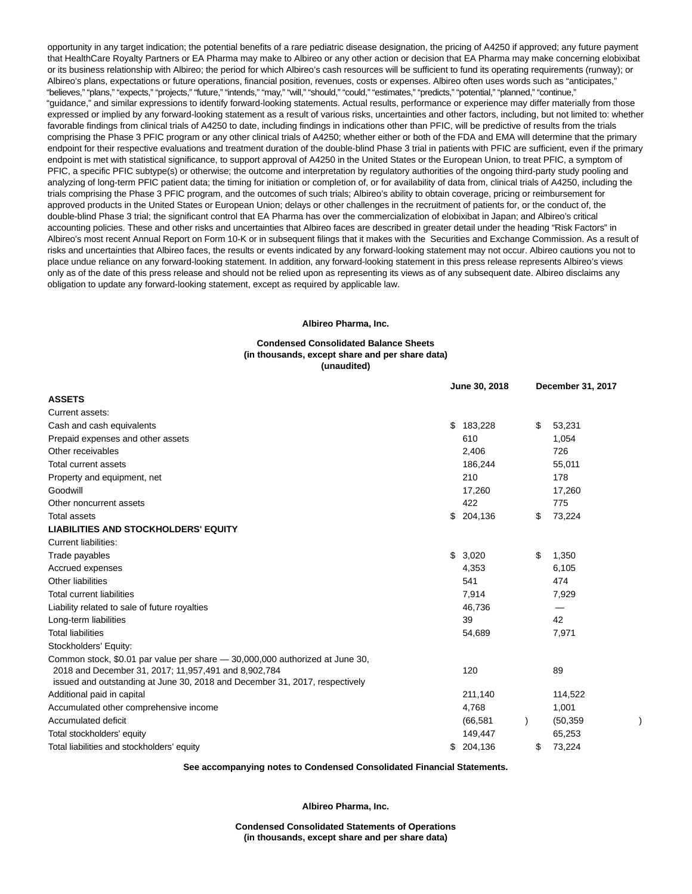opportunity in any target indication; the potential benefits of a rare pediatric disease designation, the pricing of A4250 if approved; any future payment that HealthCare Royalty Partners or EA Pharma may make to Albireo or any other action or decision that EA Pharma may make concerning elobixibat or its business relationship with Albireo; the period for which Albireo's cash resources will be sufficient to fund its operating requirements (runway); or Albireo's plans, expectations or future operations, financial position, revenues, costs or expenses. Albireo often uses words such as "anticipates," "believes," "plans," "expects," "projects," "future," "intends," "may," "will," "should," "could," "estimates," "predicts," "potential," "planned," "continue," "guidance," and similar expressions to identify forward-looking statements. Actual results, performance or experience may differ materially from those expressed or implied by any forward-looking statement as a result of various risks, uncertainties and other factors, including, but not limited to: whether favorable findings from clinical trials of A4250 to date, including findings in indications other than PFIC, will be predictive of results from the trials comprising the Phase 3 PFIC program or any other clinical trials of A4250; whether either or both of the FDA and EMA will determine that the primary endpoint for their respective evaluations and treatment duration of the double-blind Phase 3 trial in patients with PFIC are sufficient, even if the primary endpoint is met with statistical significance, to support approval of A4250 in the United States or the European Union, to treat PFIC, a symptom of PFIC, a specific PFIC subtype(s) or otherwise; the outcome and interpretation by regulatory authorities of the ongoing third-party study pooling and analyzing of long-term PFIC patient data; the timing for initiation or completion of, or for availability of data from, clinical trials of A4250, including the trials comprising the Phase 3 PFIC program, and the outcomes of such trials; Albireo's ability to obtain coverage, pricing or reimbursement for approved products in the United States or European Union; delays or other challenges in the recruitment of patients for, or the conduct of, the double-blind Phase 3 trial; the significant control that EA Pharma has over the commercialization of elobixibat in Japan; and Albireo's critical accounting policies. These and other risks and uncertainties that Albireo faces are described in greater detail under the heading "Risk Factors" in Albireo's most recent Annual Report on Form 10-K or in subsequent filings that it makes with the Securities and Exchange Commission. As a result of risks and uncertainties that Albireo faces, the results or events indicated by any forward-looking statement may not occur. Albireo cautions you not to place undue reliance on any forward-looking statement. In addition, any forward-looking statement in this press release represents Albireo's views only as of the date of this press release and should not be relied upon as representing its views as of any subsequent date. Albireo disclaims any obligation to update any forward-looking statement, except as required by applicable law.

**Albireo Pharma, Inc.**

**Condensed Consolidated Balance Sheets**
**(in thousands, except share and per share data)**
**(unaudited)**

| | June 30, 2018 | December 31, 2017 |
|---|---|---|
| **ASSETS** | | |
| Current assets: | | |
| Cash and cash equivalents | $ 183,228 | $ 53,231 |
| Prepaid expenses and other assets | 610 | 1,054 |
| Other receivables | 2,406 | 726 |
| Total current assets | 186,244 | 55,011 |
| Property and equipment, net | 210 | 178 |
| Goodwill | 17,260 | 17,260 |
| Other noncurrent assets | 422 | 775 |
| Total assets | $ 204,136 | $ 73,224 |
| **LIABILITIES AND STOCKHOLDERS' EQUITY** | | |
| Current liabilities: | | |
| Trade payables | $ 3,020 | $ 1,350 |
| Accrued expenses | 4,353 | 6,105 |
| Other liabilities | 541 | 474 |
| Total current liabilities | 7,914 | 7,929 |
| Liability related to sale of future royalties | 46,736 | — |
| Long-term liabilities | 39 | 42 |
| Total liabilities | 54,689 | 7,971 |
| Stockholders' Equity: | | |
| Common stock, $0.01 par value per share — 30,000,000 authorized at June 30, 2018 and December 31, 2017; 11,957,491 and 8,902,784 issued and outstanding at June 30, 2018 and December 31, 2017, respectively | 120 | 89 |
| Additional paid in capital | 211,140 | 114,522 |
| Accumulated other comprehensive income | 4,768 | 1,001 |
| Accumulated deficit | (66,581) | (50,359) |
| Total stockholders' equity | 149,447 | 65,253 |
| Total liabilities and stockholders' equity | $ 204,136 | $ 73,224 |

**See accompanying notes to Condensed Consolidated Financial Statements.**

**Albireo Pharma, Inc.**

**Condensed Consolidated Statements of Operations**
**(in thousands, except share and per share data)**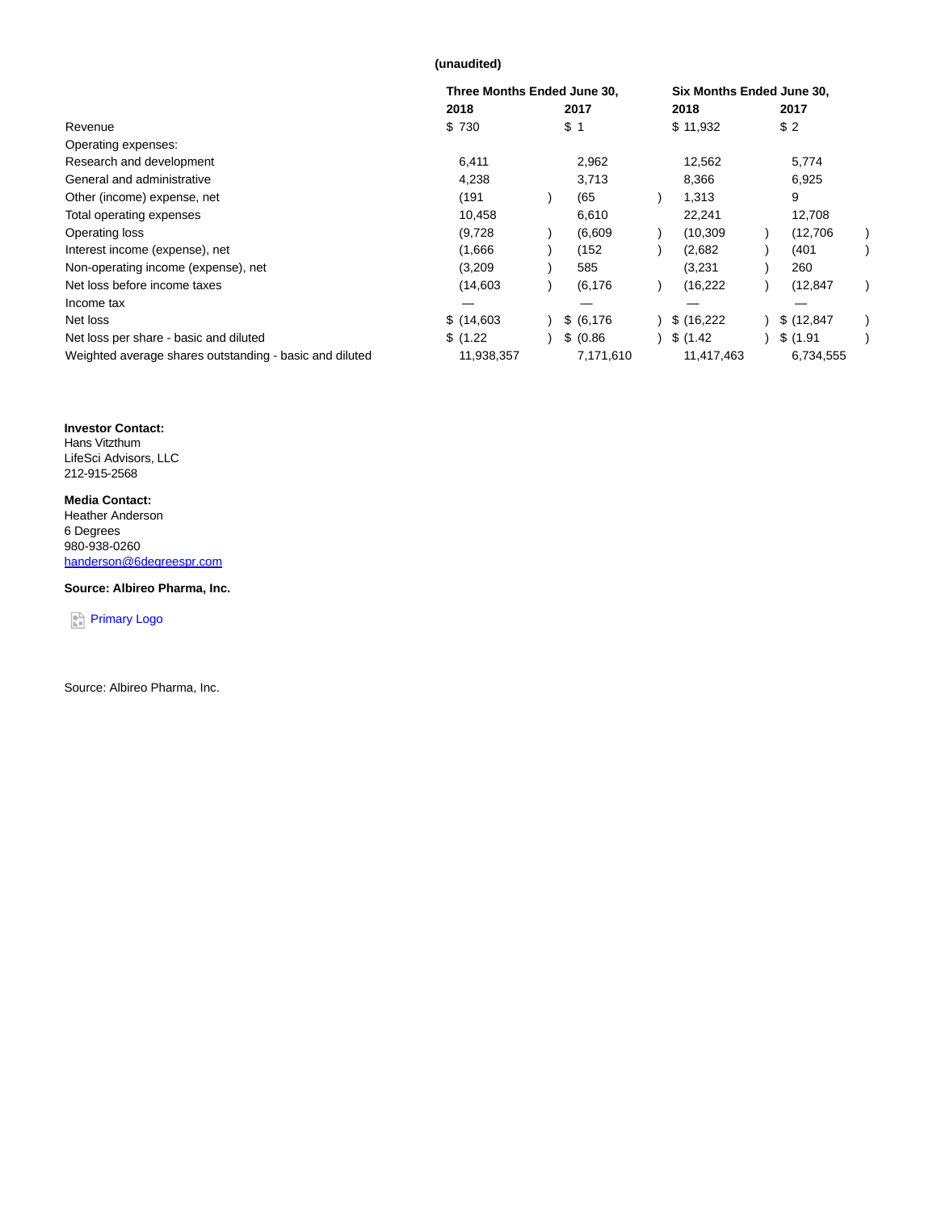| | (unaudited) | | | |
|---|---|---|---|---|
| | Three Months Ended June 30, | | Six Months Ended June 30, | |
| | 2018 | 2017 | 2018 | 2017 |
| Revenue | $ 730 | $ 1 | $ 11,932 | $ 2 |
| Operating expenses: | | | | |
| Research and development | 6,411 | 2,962 | 12,562 | 5,774 |
| General and administrative | 4,238 | 3,713 | 8,366 | 6,925 |
| Other (income) expense, net | (191 ) | (65 ) | 1,313 | 9 |
| Total operating expenses | 10,458 | 6,610 | 22,241 | 12,708 |
| Operating loss | (9,728 ) | (6,609 ) | (10,309 ) | (12,706 ) |
| Interest income (expense), net | (1,666 ) | (152 ) | (2,682 ) | (401 ) |
| Non-operating income (expense), net | (3,209 ) | 585 | (3,231 ) | 260 |
| Net loss before income taxes | (14,603 ) | (6,176 ) | (16,222 ) | (12,847 ) |
| Income tax | — | — | — | — |
| Net loss | $ (14,603 ) | $ (6,176 ) | $ (16,222 ) | $ (12,847 ) |
| Net loss per share - basic and diluted | $ (1.22 ) | $ (0.86 ) | $ (1.42 ) | $ (1.91 ) |
| Weighted average shares outstanding - basic and diluted | 11,938,357 | 7,171,610 | 11,417,463 | 6,734,555 |

**Investor Contact:**
Hans Vitzthum
LifeSci Advisors, LLC
212-915-2568

**Media Contact:**
Heather Anderson
6 Degrees
980-938-0260
handerson@6degreespr.com

**Source: Albireo Pharma, Inc.**

Primary Logo

Source: Albireo Pharma, Inc.